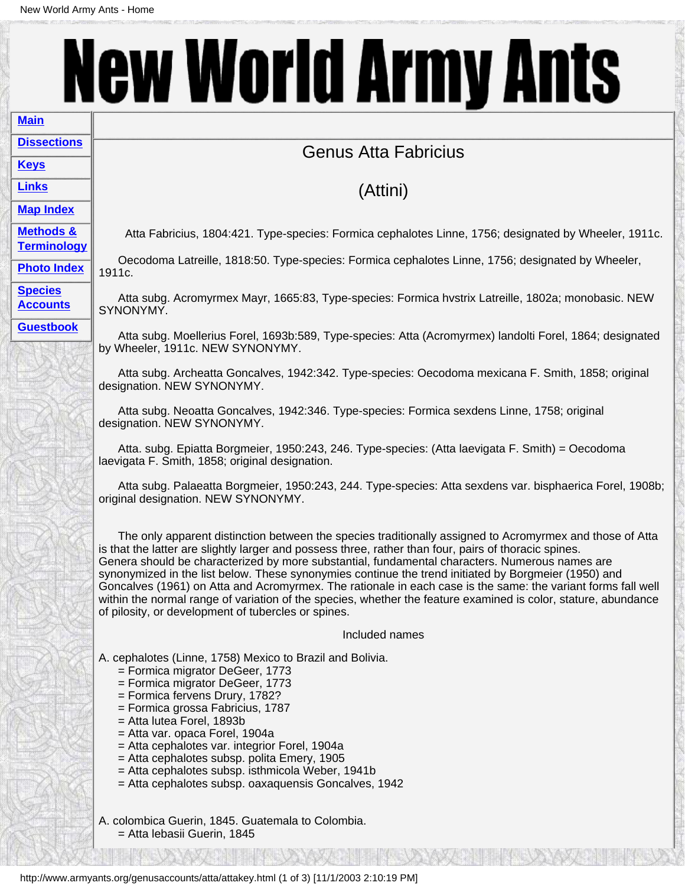# New World Army Ants

- Main
- Dissections
- Keys
- Links
- Map Index
- Methods & Terminology
- Photo Index
- Species Accounts
- Guestbook

## Genus Atta Fabricius

## (Attini)

Atta Fabricius, 1804:421. Type-species: Formica cephalotes Linne, 1756; designated by Wheeler, 1911c.

Oecodoma Latreille, 1818:50. Type-species: Formica cephalotes Linne, 1756; designated by Wheeler, 1911c.

Atta subg. Acromyrmex Mayr, 1665:83, Type-species: Formica hvstrix Latreille, 1802a; monobasic. NEW SYNONYMY.

Atta subg. Moellerius Forel, 1693b:589, Type-species: Atta (Acromyrmex) landolti Forel, 1864; designated by Wheeler, 1911c. NEW SYNONYMY.

Atta subg. Archeatta Goncalves, 1942:342. Type-species: Oecodoma mexicana F. Smith, 1858; original designation. NEW SYNONYMY.

Atta subg. Neoatta Goncalves, 1942:346. Type-species: Formica sexdens Linne, 1758; original designation. NEW SYNONYMY.

Atta. subg. Epiatta Borgmeier, 1950:243, 246. Type-species: (Atta laevigata F. Smith) = Oecodoma laevigata F. Smith, 1858; original designation.

Atta subg. Palaeatta Borgmeier, 1950:243, 244. Type-species: Atta sexdens var. bisphaerica Forel, 1908b; original designation. NEW SYNONYMY.

The only apparent distinction between the species traditionally assigned to Acromyrmex and those of Atta is that the latter are slightly larger and possess three, rather than four, pairs of thoracic spines. Genera should be characterized by more substantial, fundamental characters. Numerous names are synonymized in the list below. These synonymies continue the trend initiated by Borgmeier (1950) and Goncalves (1961) on Atta and Acromyrmex. The rationale in each case is the same: the variant forms fall well within the normal range of variation of the species, whether the feature examined is color, stature, abundance of pilosity, or development of tubercles or spines.

Included names

A. cephalotes (Linne, 1758) Mexico to Brazil and Bolivia.
= Formica migrator DeGeer, 1773
= Formica migrator DeGeer, 1773
= Formica fervens Drury, 1782?
= Formica grossa Fabricius, 1787
= Atta lutea Forel, 1893b
= Atta var. opaca Forel, 1904a
= Atta cephalotes var. integrior Forel, 1904a
= Atta cephalotes subsp. polita Emery, 1905
= Atta cephalotes subsp. isthmicola Weber, 1941b
= Atta cephalotes subsp. oaxaquensis Goncalves, 1942

A. colombica Guerin, 1845. Guatemala to Colombia.
= Atta lebasii Guerin, 1845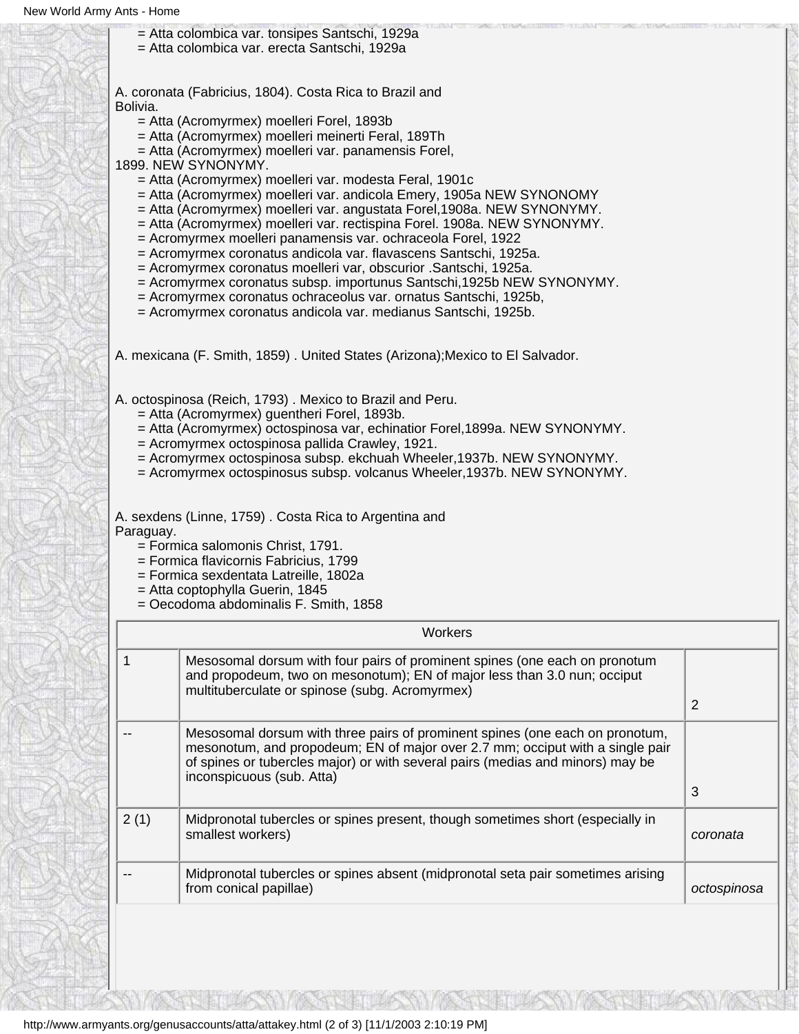= Atta colombica var. tonsipes Santschi, 1929a
= Atta colombica var. erecta Santschi, 1929a

A. coronata (Fabricius, 1804). Costa Rica to Brazil and Bolivia.
= Atta (Acromyrmex) moelleri Forel, 1893b
= Atta (Acromyrmex) moelleri meinerti Feral, 189Th
= Atta (Acromyrmex) moelleri var. panamensis Forel, 1899. NEW SYNONYMY.
= Atta (Acromyrmex) moelleri var. modesta Feral, 1901c
= Atta (Acromyrmex) moelleri var. andicola Emery, 1905a NEW SYNONOMY
= Atta (Acromyrmex) moelleri var. angustata Forel,1908a. NEW SYNONYMY.
= Atta (Acromyrmex) moelleri var. rectispina Forel. 1908a. NEW SYNONYMY.
= Acromyrmex moelleri panamensis var. ochraceola Forel, 1922
= Acromyrmex coronatus andicola var. flavascens Santschi, 1925a.
= Acromyrmex coronatus moelleri var, obscurior .Santschi, 1925a.
= Acromyrmex coronatus subsp. importunus Santschi,1925b NEW SYNONYMY.
= Acromyrmex coronatus ochraceolus var. ornatus Santschi, 1925b,
= Acromyrmex coronatus andicola var. medianus Santschi, 1925b.

A. mexicana (F. Smith, 1859) . United States (Arizona);Mexico to El Salvador.

A. octospinosa (Reich, 1793) . Mexico to Brazil and Peru.
= Atta (Acromyrmex) guentheri Forel, 1893b.
= Atta (Acromyrmex) octospinosa var, echinatior Forel,1899a. NEW SYNONYMY.
= Acromyrmex octospinosa pallida Crawley, 1921.
= Acromyrmex octospinosa subsp. ekchuah Wheeler,1937b. NEW SYNONYMY.
= Acromyrmex octospinosus subsp. volcanus Wheeler,1937b. NEW SYNONYMY.

A. sexdens (Linne, 1759) . Costa Rica to Argentina and Paraguay.
= Formica salomonis Christ, 1791.
= Formica flavicornis Fabricius, 1799
= Formica sexdentata Latreille, 1802a
= Atta coptophylla Guerin, 1845
= Oecodoma abdominalis F. Smith, 1858

| Workers | | |
|---|---|---|
| 1 | Mesosomal dorsum with four pairs of prominent spines (one each on pronotum and propodeum, two on mesonotum); EN of major less than 3.0 nun; occiput multituberculate or spinose (subg. Acromyrmex) | 2 |
| -- | Mesosomal dorsum with three pairs of prominent spines (one each on pronotum, mesonotum, and propodeum; EN of major over 2.7 mm; occiput with a single pair of spines or tubercles major) or with several pairs (medias and minors) may be inconspicuous (sub. Atta) | 3 |
| 2 (1) | Midpronotal tubercles or spines present, though sometimes short (especially in smallest workers) | *coronata* |
| -- | Midpronotal tubercles or spines absent (midpronotal seta pair sometimes arising from conical papillae) | *octospinosa* |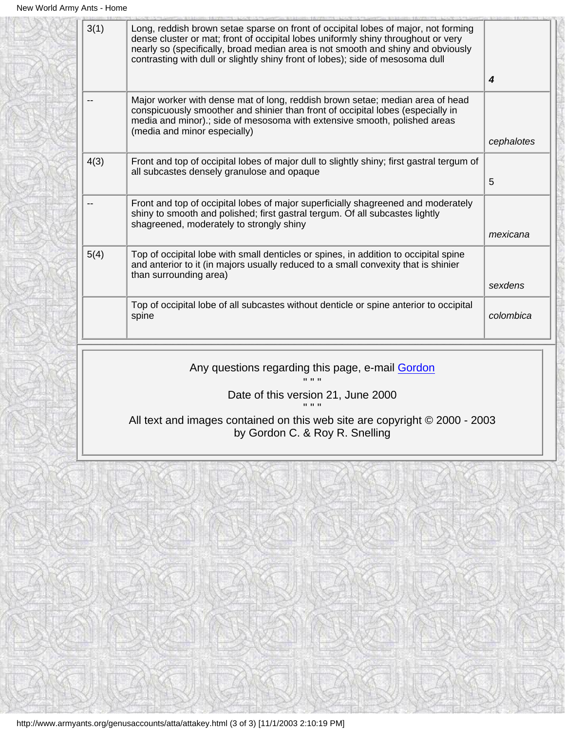| | | |
|---|---|---|
| 3(1) | Long, reddish brown setae sparse on front of occipital lobes of major, not forming dense cluster or mat; front of occipital lobes uniformly shiny throughout or very nearly so (specifically, broad median area is not smooth and shiny and obviously contrasting with dull or slightly shiny front of lobes); side of mesosoma dull | ***4*** |
| -- | Major worker with dense mat of long, reddish brown setae; median area of head conspicuously smoother and shinier than front of occipital lobes (especially in media and minor).; side of mesosoma with extensive smooth, polished areas (media and minor especially) | *cephalotes* |
| 4(3) | Front and top of occipital lobes of major dull to slightly shiny; first gastral tergum of all subcastes densely granulose and opaque | 5 |
| -- | Front and top of occipital lobes of major superficially shagreened and moderately shiny to smooth and polished; first gastral tergum. Of all subcastes lightly shagreened, moderately to strongly shiny | *mexicana* |
| 5(4) | Top of occipital lobe with small denticles or spines, in addition to occipital spine and anterior to it (in majors usually reduced to a small convexity that is shinier than surrounding area) | *sexdens* |
| | Top of occipital lobe of all subcastes without denticle or spine anterior to occipital spine | *colombica* |

Any questions regarding this page, e-mail [Gordon]()

" " "

Date of this version 21, June 2000

" " "

All text and images contained on this web site are copyright © 2000 - 2003 by Gordon C. & Roy R. Snelling